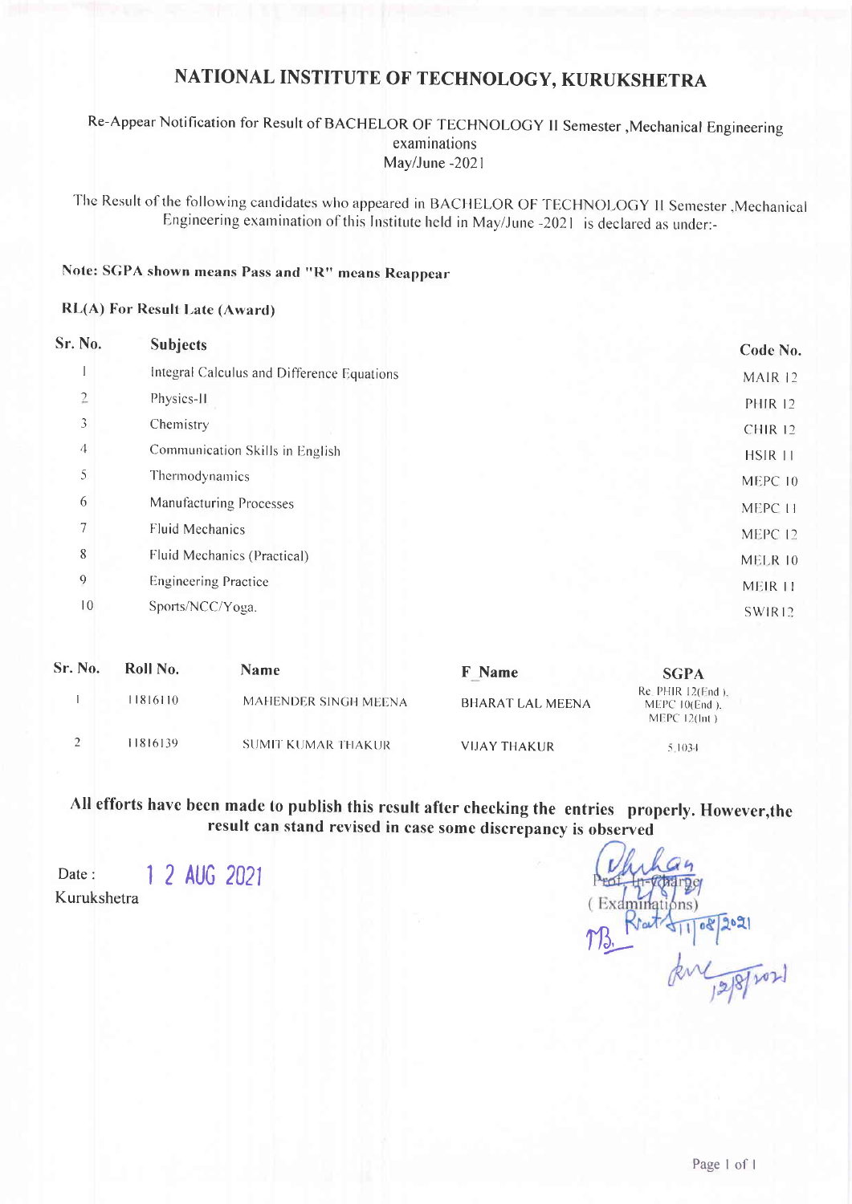# NATIONAL INSTITUTE OF TECHNOLOGY, KURUKSHETRA

Re-Appear Notification for Result of BACHELOR OF TECHNOLOGY II Semester ,Mechanical Engineering examinations
May/June -2021

The Result of the following candidates who appeared in BACHELOR OF TECHNOLOGY II Semester ,Mechanical Engineering examination of this Institute held in May/June -2021 is declared as under:-

**Note: SGPA shown means Pass and "R" means Reappear**

**RL(A) For Result Late (Award)**

| Sr. No. | Subjects | Code No. |
|---|---|---|
| 1 | Integral Calculus and Difference Equations | MAIR 12 |
| 2 | Physics-II | PHIR 12 |
| 3 | Chemistry | CHIR 12 |
| 4 | Communication Skills in English | HSIR 11 |
| 5 | Thermodynamics | MEPC 10 |
| 6 | Manufacturing Processes | MEPC 11 |
| 7 | Fluid Mechanics | MEPC 12 |
| 8 | Fluid Mechanics (Practical) | MELR 10 |
| 9 | Engineering Practice | MEIR 11 |
| 10 | Sports/NCC/Yoga. | SWIR12 |

| Sr. No. | Roll No. | Name | F_Name | SGPA |
|---|---|---|---|---|
| 1 | 11816110 | MAHENDER SINGH MEENA | BHARAT LAL MEENA | Re PHIR 12(End ), MEPC 10(End ), MEPC 12(Int ) |
| 2 | 11816139 | SUMIT KUMAR THAKUR | VIJAY THAKUR | 5.1034 |

**All efforts have been made to publish this result after checking the entries properly. However,the result can stand revised in case some discrepancy is observed**

Date : 12 AUG 2021
Kurukshetra

Prof. In-Charge
( Examinations)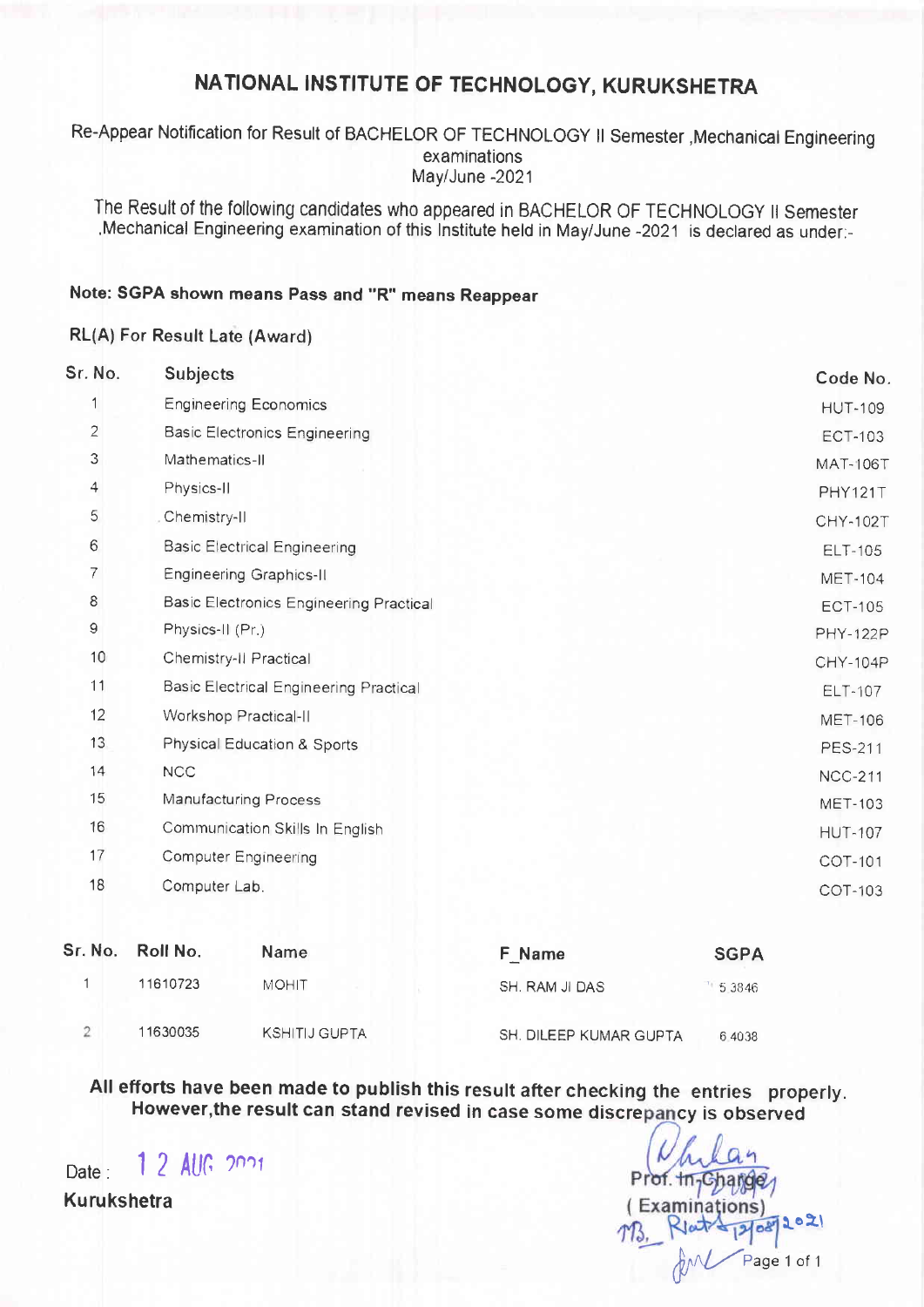# NATIONAL INSTITUTE OF TECHNOLOGY, KURUKSHETRA

Re-Appear Notification for Result of BACHELOR OF TECHNOLOGY II Semester ,Mechanical Engineering examinations May/June -2021

The Result of the following candidates who appeared in BACHELOR OF TECHNOLOGY II Semester ,Mechanical Engineering examination of this Institute held in May/June -2021 is declared as under:-

**Note: SGPA shown means Pass and "R" means Reappear**

**RL(A) For Result Late (Award)**

| Sr. No. | Subjects | Code No. |
|---|---|---|
| 1 | Engineering Economics | HUT-109 |
| 2 | Basic Electronics Engineering | ECT-103 |
| 3 | Mathematics-II | MAT-106T |
| 4 | Physics-II | PHY121T |
| 5 | Chemistry-II | CHY-102T |
| 6 | Basic Electrical Engineering | ELT-105 |
| 7 | Engineering Graphics-II | MET-104 |
| 8 | Basic Electronics Engineering Practical | ECT-105 |
| 9 | Physics-II (Pr.) | PHY-122P |
| 10 | Chemistry-II Practical | CHY-104P |
| 11 | Basic Electrical Engineering Practical | ELT-107 |
| 12 | Workshop Practical-II | MET-106 |
| 13 | Physical Education & Sports | PES-211 |
| 14 | NCC | NCC-211 |
| 15 | Manufacturing Process | MET-103 |
| 16 | Communication Skills In English | HUT-107 |
| 17 | Computer Engineering | COT-101 |
| 18 | Computer Lab. | COT-103 |

| Sr. No. | Roll No. | Name | F_Name | SGPA |
|---|---|---|---|---|
| 1 | 11610723 | MOHIT | SH. RAM JI DAS | 5.3846 |
| 2 | 11630035 | KSHITIJ GUPTA | SH. DILEEP KUMAR GUPTA | 6.4038 |

**All efforts have been made to publish this result after checking the entries properly. However,the result can stand revised in case some discrepancy is observed**

Date : 12 AUG 2021

**Kurukshetra**

Prof. In-Charge
( Examinations)